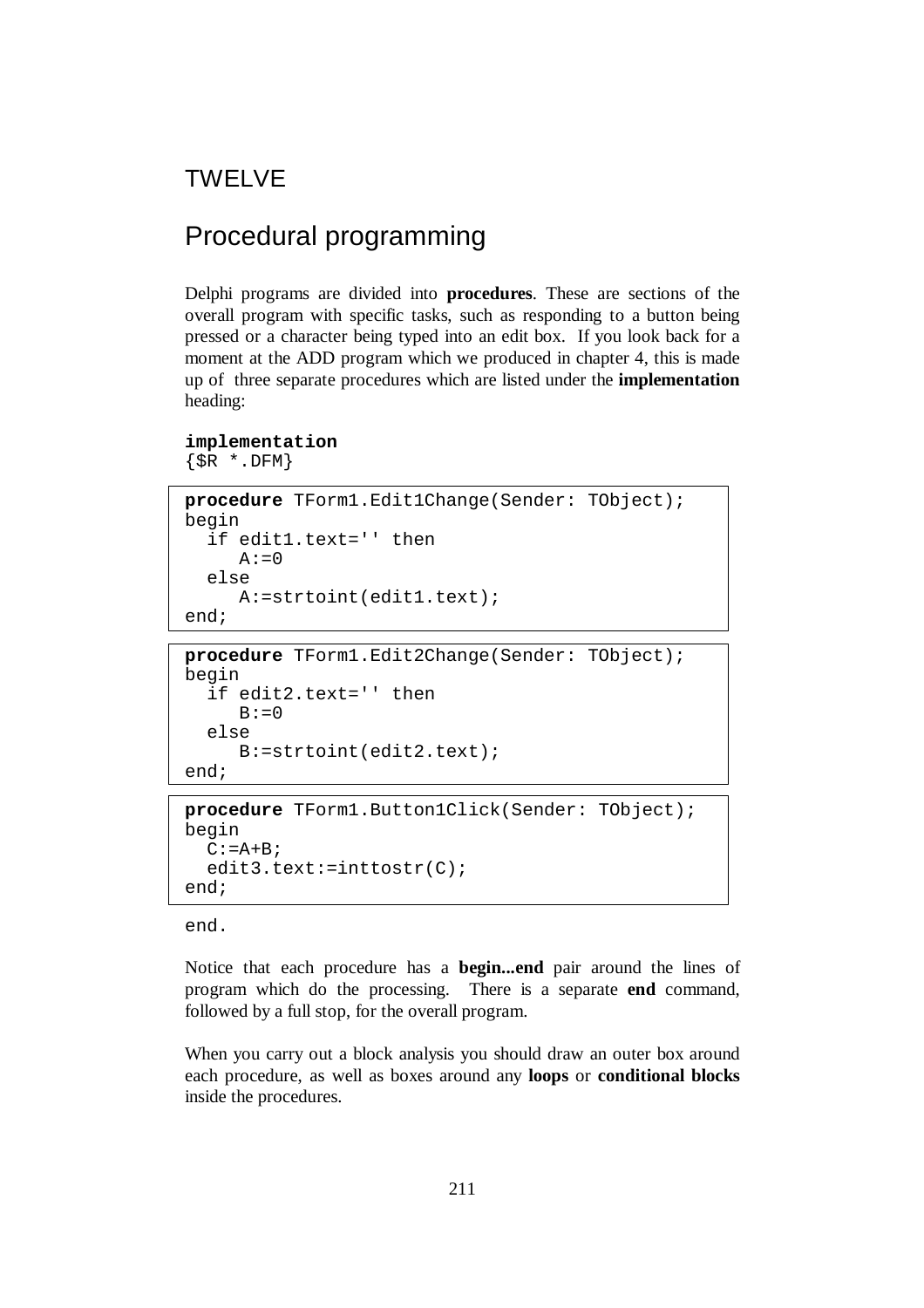# TWELVE

# Procedural programming

Delphi programs are divided into **procedures**. These are sections of the overall program with specific tasks, such as responding to a button being pressed or a character being typed into an edit box. If you look back for a moment at the ADD program which we produced in chapter 4, this is made up of three separate procedures which are listed under the **implementation** heading:

```
implementation
{$R *.DFM}

procedure TForm1.Edit1Change(Sender: TObject);
begin
  if edit1.text='' then
     A:=0
  else
     A:=strtoint(edit1.text);
end;

procedure TForm1.Edit2Change(Sender: TObject);
begin
  if edit2.text='' then
     B:=0
  else
     B:=strtoint(edit2.text);
end;

procedure TForm1.Button1Click(Sender: TObject);
begin
  C:=A+B;
  edit3.text:=inttostr(C);
end;

end.
```

Notice that each procedure has a **begin...end** pair around the lines of program which do the processing. There is a separate **end** command, followed by a full stop, for the overall program.

When you carry out a block analysis you should draw an outer box around each procedure, as well as boxes around any **loops** or **conditional blocks** inside the procedures.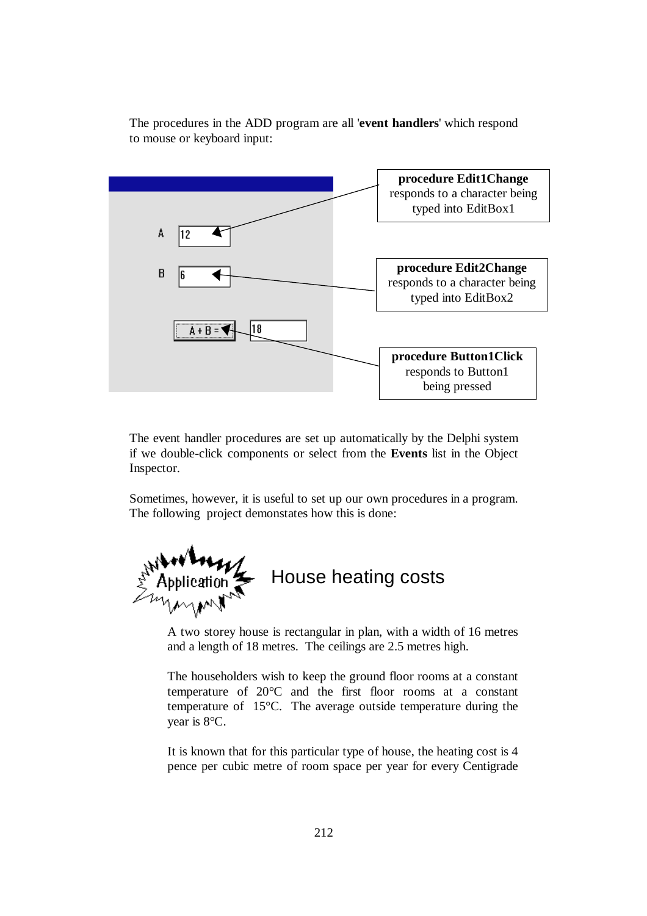The procedures in the ADD program are all '**event handlers**' which respond to mouse or keyboard input:

**procedure Edit1Change** responds to a character being typed into EditBox1

**procedure Edit2Change** responds to a character being typed into EditBox2

**procedure Button1Click** responds to Button1 being pressed

The event handler procedures are set up automatically by the Delphi system if we double-click components or select from the **Events** list in the Object Inspector.

Sometimes, however, it is useful to set up our own procedures in a program. The following project demonstates how this is done:

## Application: House heating costs

A two storey house is rectangular in plan, with a width of 16 metres and a length of 18 metres. The ceilings are 2.5 metres high.

The householders wish to keep the ground floor rooms at a constant temperature of 20°C and the first floor rooms at a constant temperature of 15°C. The average outside temperature during the year is 8°C.

It is known that for this particular type of house, the heating cost is 4 pence per cubic metre of room space per year for every Centigrade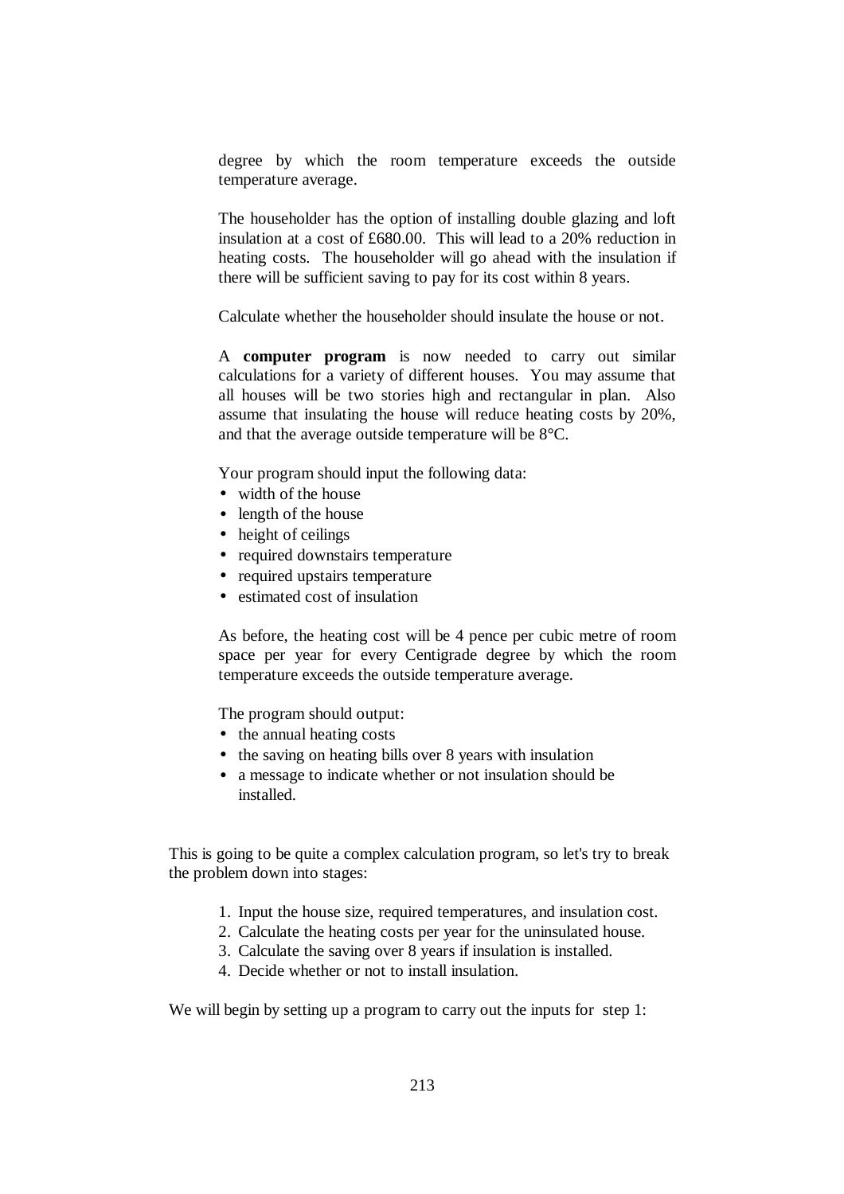degree by which the room temperature exceeds the outside temperature average.

The householder has the option of installing double glazing and loft insulation at a cost of £680.00. This will lead to a 20% reduction in heating costs. The householder will go ahead with the insulation if there will be sufficient saving to pay for its cost within 8 years.

Calculate whether the householder should insulate the house or not.

A **computer program** is now needed to carry out similar calculations for a variety of different houses. You may assume that all houses will be two stories high and rectangular in plan. Also assume that insulating the house will reduce heating costs by 20%, and that the average outside temperature will be 8°C.

Your program should input the following data:

- width of the house
- length of the house
- height of ceilings
- required downstairs temperature
- required upstairs temperature
- estimated cost of insulation

As before, the heating cost will be 4 pence per cubic metre of room space per year for every Centigrade degree by which the room temperature exceeds the outside temperature average.

The program should output:

- the annual heating costs
- the saving on heating bills over 8 years with insulation
- a message to indicate whether or not insulation should be installed.

This is going to be quite a complex calculation program, so let's try to break the problem down into stages:

1. Input the house size, required temperatures, and insulation cost.
2. Calculate the heating costs per year for the uninsulated house.
3. Calculate the saving over 8 years if insulation is installed.
4. Decide whether or not to install insulation.

We will begin by setting up a program to carry out the inputs for step 1: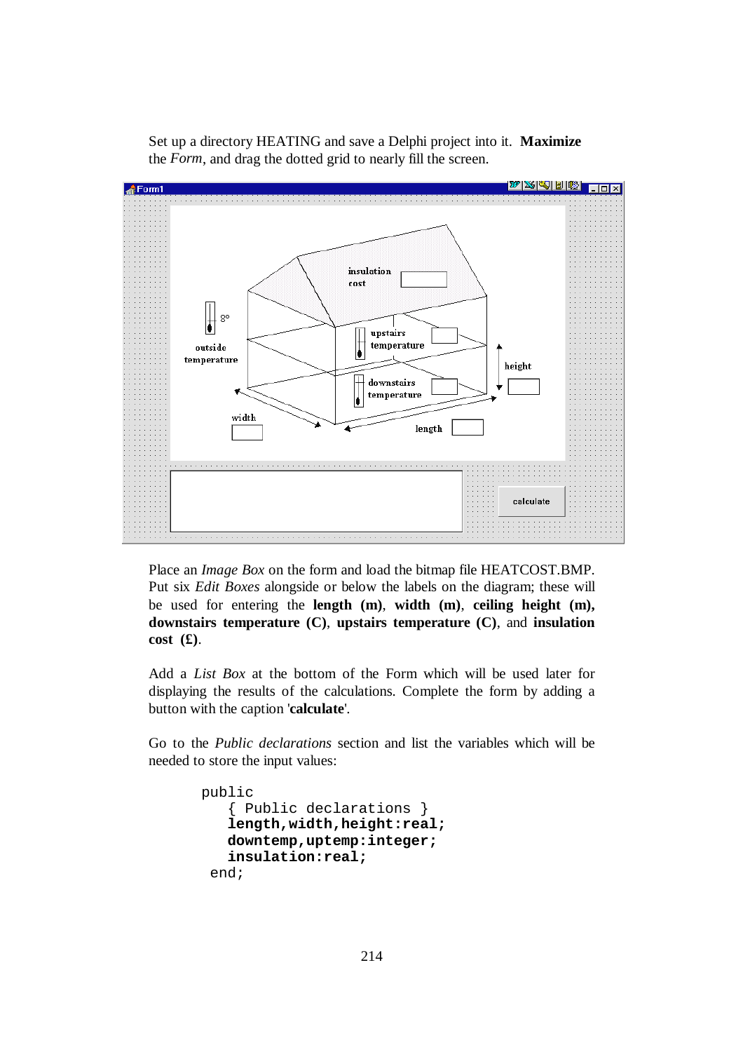Set up a directory HEATING and save a Delphi project into it. **Maximize** the *Form*, and drag the dotted grid to nearly fill the screen.

Place an *Image Box* on the form and load the bitmap file HEATCOST.BMP. Put six *Edit Boxes* alongside or below the labels on the diagram; these will be used for entering the **length (m)**, **width (m)**, **ceiling height (m), downstairs temperature (C)**, **upstairs temperature (C)**, and **insulation cost (£)**.

Add a *List Box* at the bottom of the Form which will be used later for displaying the results of the calculations. Complete the form by adding a button with the caption '**calculate**'.

Go to the *Public declarations* section and list the variables which will be needed to store the input values:

```
public
   { Public declarations }
   length,width,height:real;
   downtemp,uptemp:integer;
   insulation:real;
 end;
```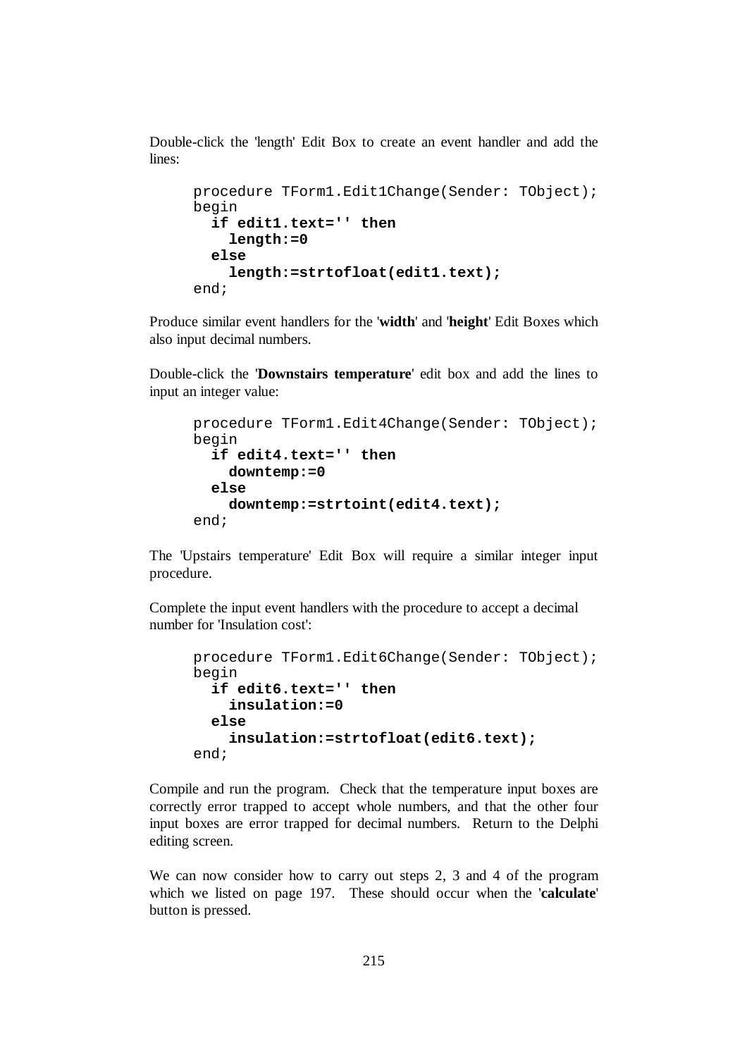Double-click the 'length' Edit Box to create an event handler and add the lines:

```
procedure TForm1.Edit1Change(Sender: TObject);
begin
  if edit1.text='' then
    length:=0
  else
    length:=strtofloat(edit1.text);
end;
```

Produce similar event handlers for the '**width**' and '**height**' Edit Boxes which also input decimal numbers.

Double-click the '**Downstairs temperature**' edit box and add the lines to input an integer value:

```
procedure TForm1.Edit4Change(Sender: TObject);
begin
  if edit4.text='' then
    downtemp:=0
  else
    downtemp:=strtoint(edit4.text);
end;
```

The 'Upstairs temperature' Edit Box will require a similar integer input procedure.

Complete the input event handlers with the procedure to accept a decimal number for 'Insulation cost':

```
procedure TForm1.Edit6Change(Sender: TObject);
begin
  if edit6.text='' then
    insulation:=0
  else
    insulation:=strtofloat(edit6.text);
end;
```

Compile and run the program. Check that the temperature input boxes are correctly error trapped to accept whole numbers, and that the other four input boxes are error trapped for decimal numbers. Return to the Delphi editing screen.

We can now consider how to carry out steps 2, 3 and 4 of the program which we listed on page 197. These should occur when the '**calculate**' button is pressed.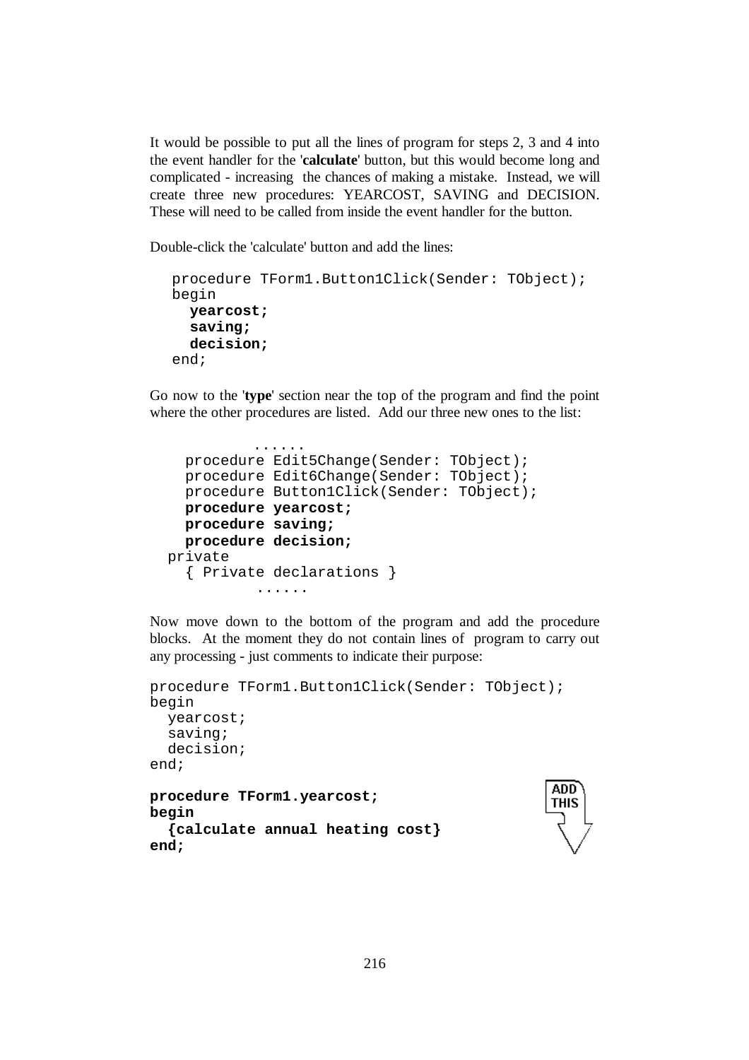It would be possible to put all the lines of program for steps 2, 3 and 4 into the event handler for the '**calculate**' button, but this would become long and complicated - increasing the chances of making a mistake. Instead, we will create three new procedures: YEARCOST, SAVING and DECISION. These will need to be called from inside the event handler for the button.

Double-click the 'calculate' button and add the lines:

```
procedure TForm1.Button1Click(Sender: TObject);
begin
  yearcost;
  saving;
  decision;
end;
```

Go now to the '**type**' section near the top of the program and find the point where the other procedures are listed. Add our three new ones to the list:

```
          ......
    procedure Edit5Change(Sender: TObject);
    procedure Edit6Change(Sender: TObject);
    procedure Button1Click(Sender: TObject);
    procedure yearcost;
    procedure saving;
    procedure decision;
  private
    { Private declarations }
          ......
```

Now move down to the bottom of the program and add the procedure blocks. At the moment they do not contain lines of program to carry out any processing - just comments to indicate their purpose:

```
procedure TForm1.Button1Click(Sender: TObject);
begin
  yearcost;
  saving;
  decision;
end;

procedure TForm1.yearcost;
begin
  {calculate annual heating cost}
end;
```

ADD THIS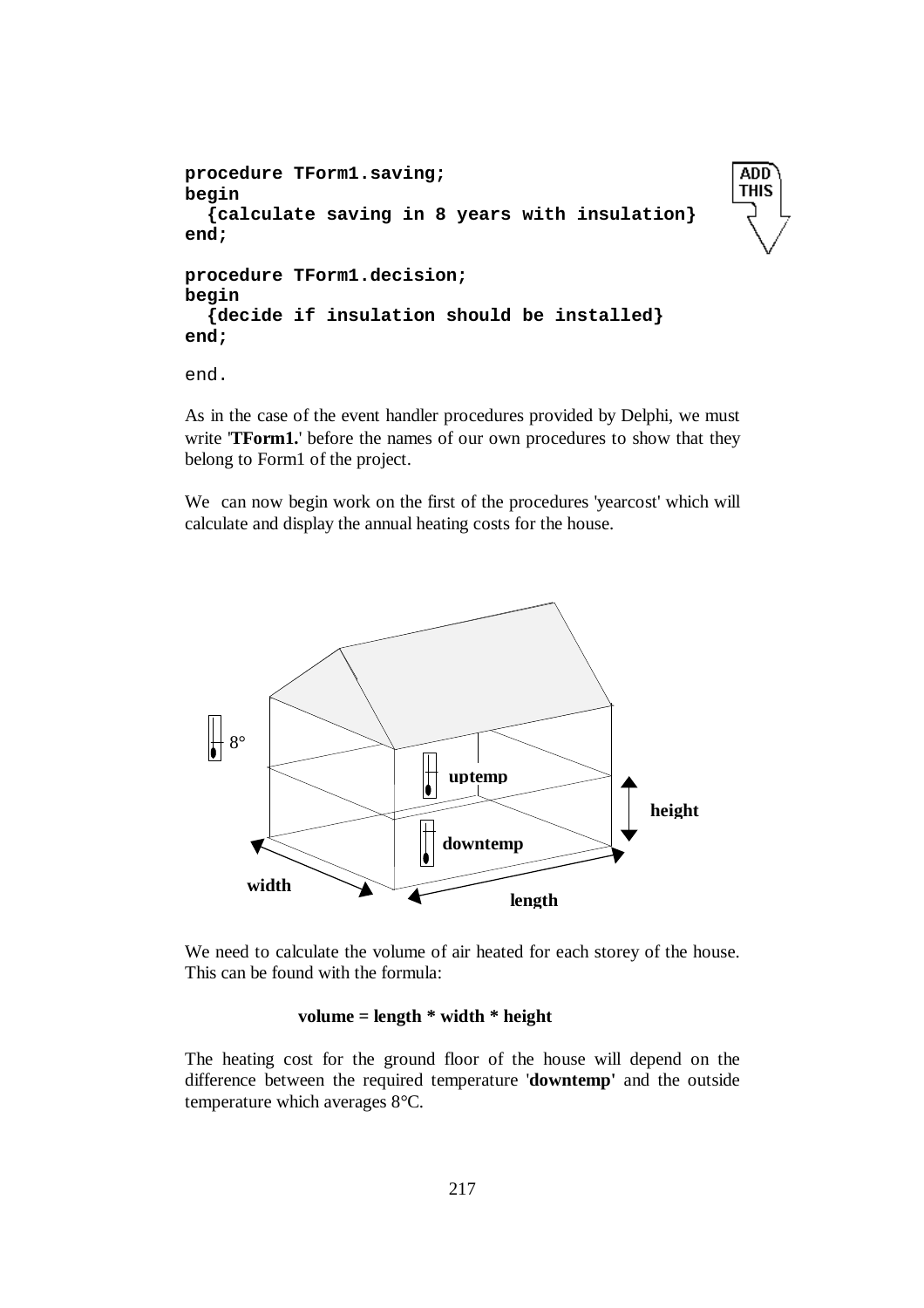```
procedure TForm1.saving;
begin
  {calculate saving in 8 years with insulation}
end;

procedure TForm1.decision;
begin
  {decide if insulation should be installed}
end;

end.
```

As in the case of the event handler procedures provided by Delphi, we must write '**TForm1.**' before the names of our own procedures to show that they belong to Form1 of the project.

We can now begin work on the first of the procedures 'yearcost' which will calculate and display the annual heating costs for the house.

We need to calculate the volume of air heated for each storey of the house. This can be found with the formula:

**volume = length * width * height**

The heating cost for the ground floor of the house will depend on the difference between the required temperature '**downtemp'** and the outside temperature which averages 8°C.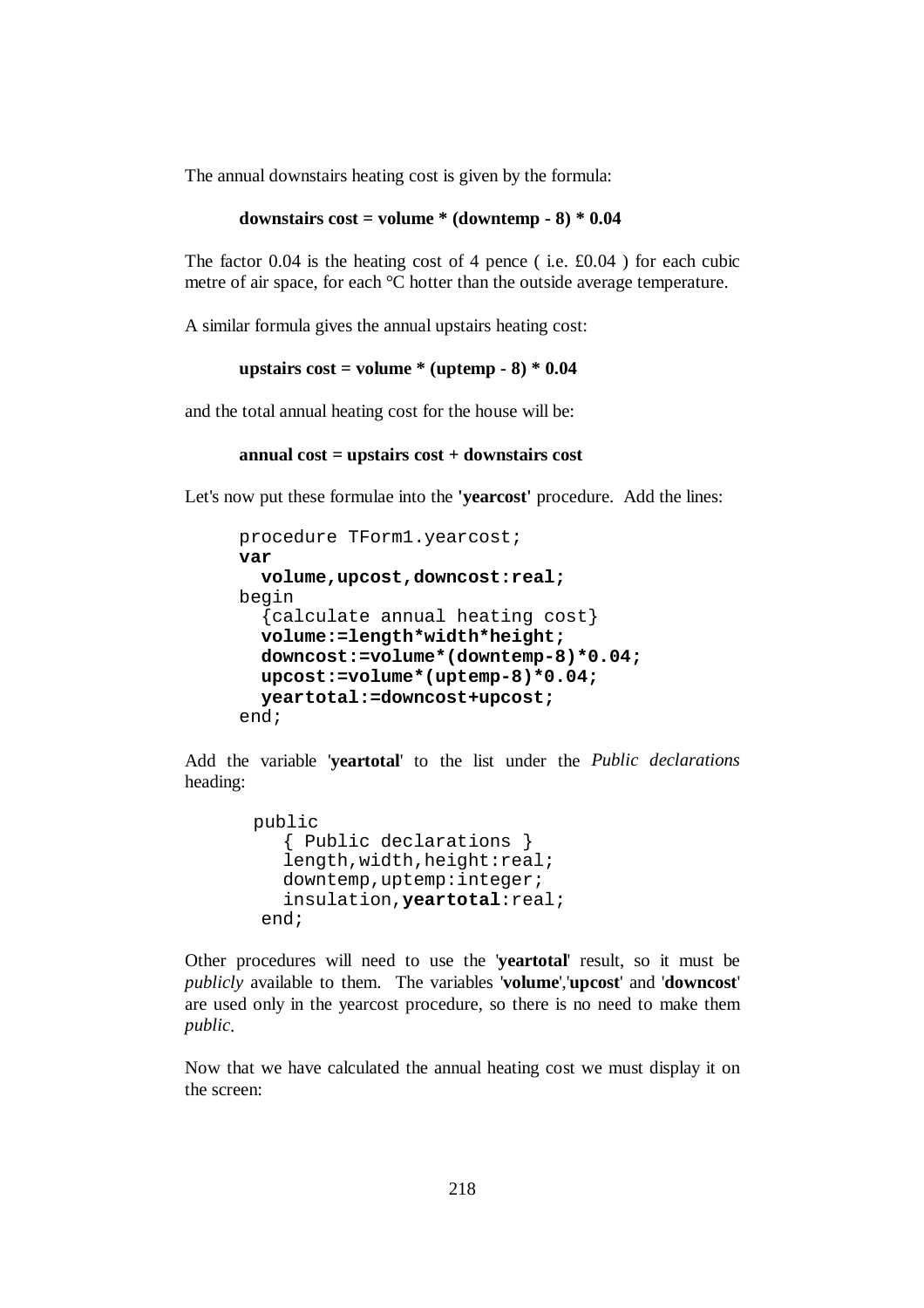The annual downstairs heating cost is given by the formula:

**downstairs cost = volume * (downtemp - 8) * 0.04**

The factor 0.04 is the heating cost of 4 pence ( i.e. £0.04 ) for each cubic metre of air space, for each °C hotter than the outside average temperature.

A similar formula gives the annual upstairs heating cost:

**upstairs cost = volume * (uptemp - 8) * 0.04**

and the total annual heating cost for the house will be:

**annual cost = upstairs cost + downstairs cost**

Let's now put these formulae into the **'yearcost'** procedure. Add the lines:

```
procedure TForm1.yearcost;
var
  volume,upcost,downcost:real;
begin
  {calculate annual heating cost}
  volume:=length*width*height;
  downcost:=volume*(downtemp-8)*0.04;
  upcost:=volume*(uptemp-8)*0.04;
  yeartotal:=downcost+upcost;
end;
```

Add the variable '**yeartotal**' to the list under the *Public declarations* heading:

```
  public
    { Public declarations }
    length,width,height:real;
    downtemp,uptemp:integer;
    insulation,yeartotal:real;
  end;
```

Other procedures will need to use the '**yeartotal**' result, so it must be *publicly* available to them. The variables '**volume**','**upcost**' and '**downcost**' are used only in the yearcost procedure, so there is no need to make them *public*.

Now that we have calculated the annual heating cost we must display it on the screen: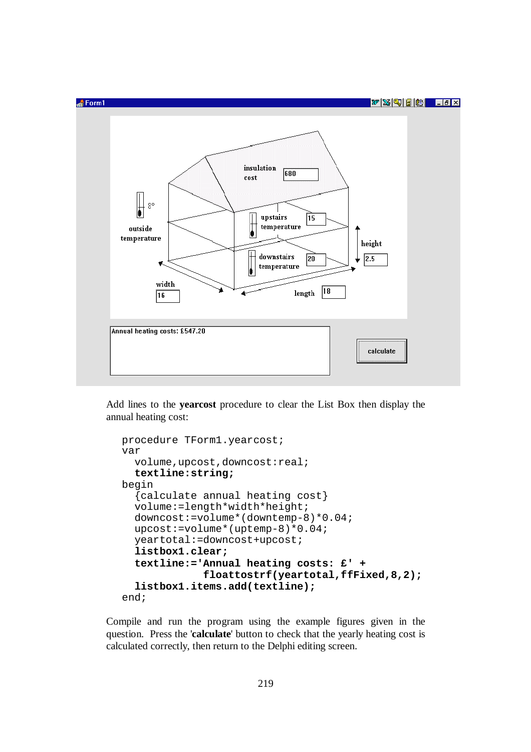Add lines to the **yearcost** procedure to clear the List Box then display the annual heating cost:

```
procedure TForm1.yearcost;
var
  volume,upcost,downcost:real;
  textline:string;
begin
  {calculate annual heating cost}
  volume:=length*width*height;
  downcost:=volume*(downtemp-8)*0.04;
  upcost:=volume*(uptemp-8)*0.04;
  yeartotal:=downcost+upcost;
  listbox1.clear;
  textline:='Annual heating costs: £' +
           floattostrf(yeartotal,ffFixed,8,2);
  listbox1.items.add(textline);
end;
```

Compile and run the program using the example figures given in the question. Press the '**calculate**' button to check that the yearly heating cost is calculated correctly, then return to the Delphi editing screen.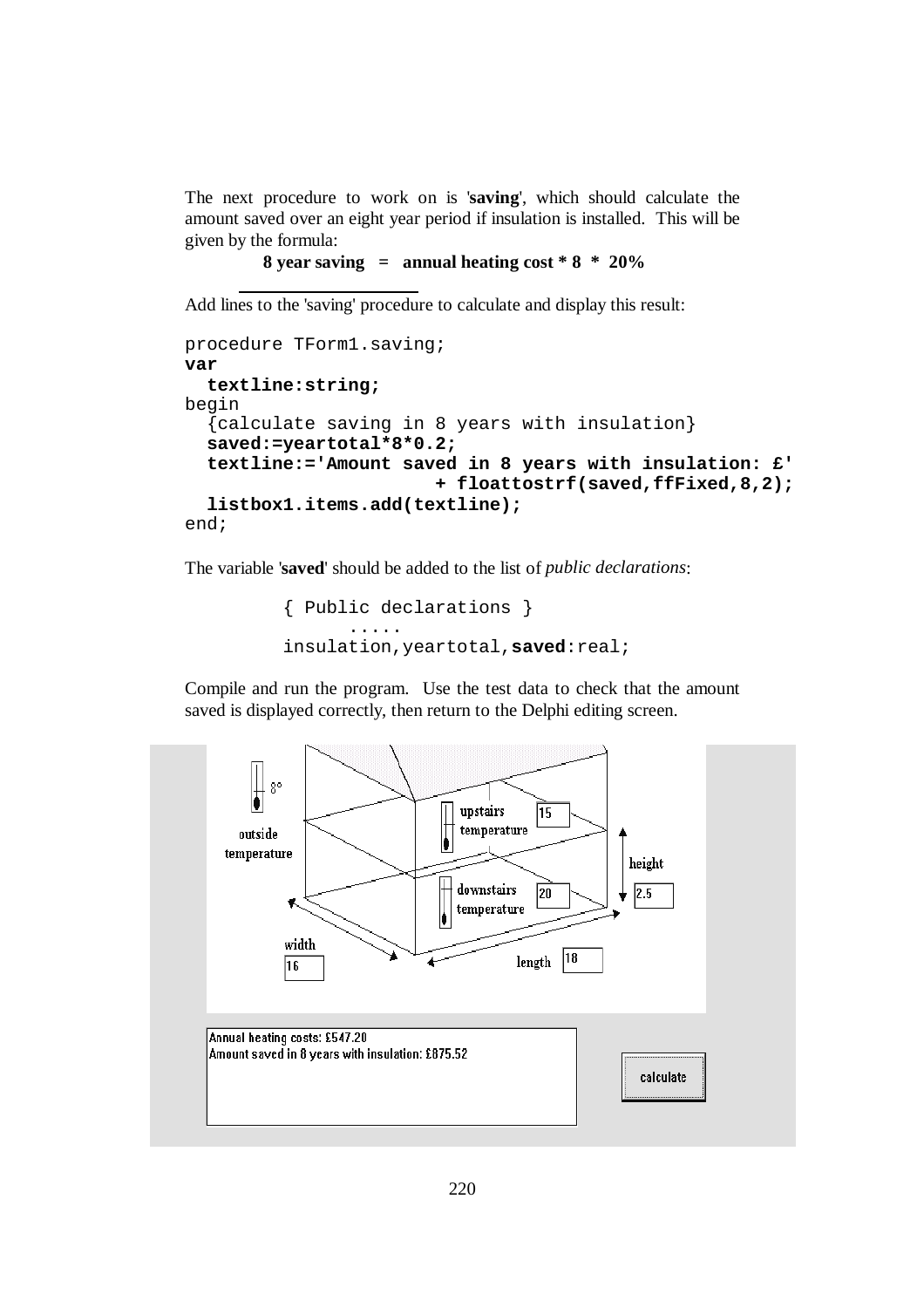The next procedure to work on is '**saving**', which should calculate the amount saved over an eight year period if insulation is installed. This will be given by the formula:

**8 year saving = annual heating cost * 8 * 20%**

Add lines to the 'saving' procedure to calculate and display this result:

```
procedure TForm1.saving;
var
  textline:string;
begin
  {calculate saving in 8 years with insulation}
  saved:=yeartotal*8*0.2;
  textline:='Amount saved in 8 years with insulation: £'
                      + floattostrf(saved,ffFixed,8,2);
  listbox1.items.add(textline);
end;
```

The variable '**saved**' should be added to the list of *public declarations*:

```
{ Public declarations }
      .....
insulation,yeartotal,saved:real;
```

Compile and run the program. Use the test data to check that the amount saved is displayed correctly, then return to the Delphi editing screen.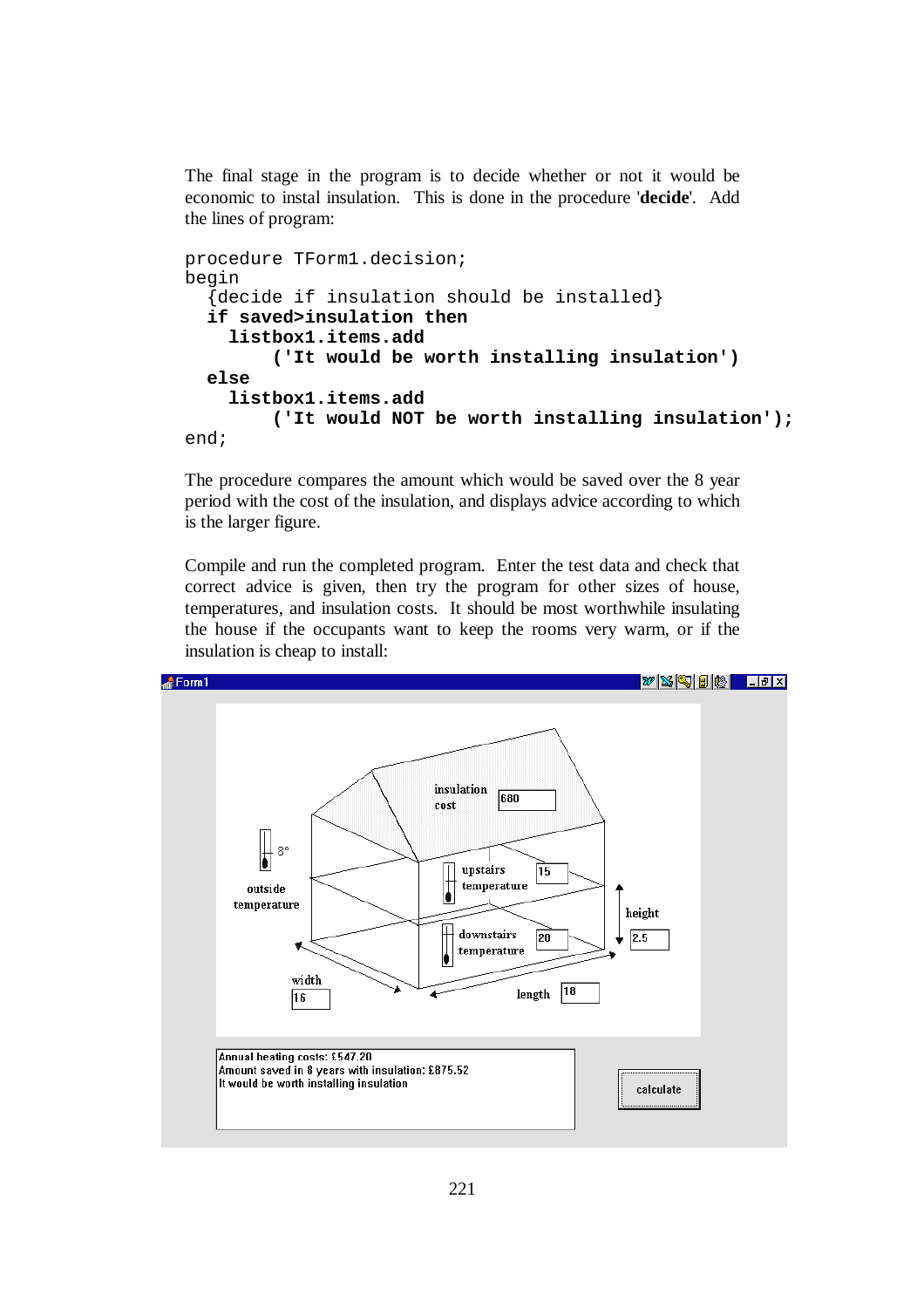The final stage in the program is to decide whether or not it would be economic to instal insulation. This is done in the procedure '**decide**'. Add the lines of program:

```
procedure TForm1.decision;
begin
  {decide if insulation should be installed}
  if saved>insulation then
    listbox1.items.add
        ('It would be worth installing insulation')
  else
    listbox1.items.add
        ('It would NOT be worth installing insulation');
end;
```

The procedure compares the amount which would be saved over the 8 year period with the cost of the insulation, and displays advice according to which is the larger figure.

Compile and run the completed program. Enter the test data and check that correct advice is given, then try the program for other sizes of house, temperatures, and insulation costs. It should be most worthwhile insulating the house if the occupants want to keep the rooms very warm, or if the insulation is cheap to install: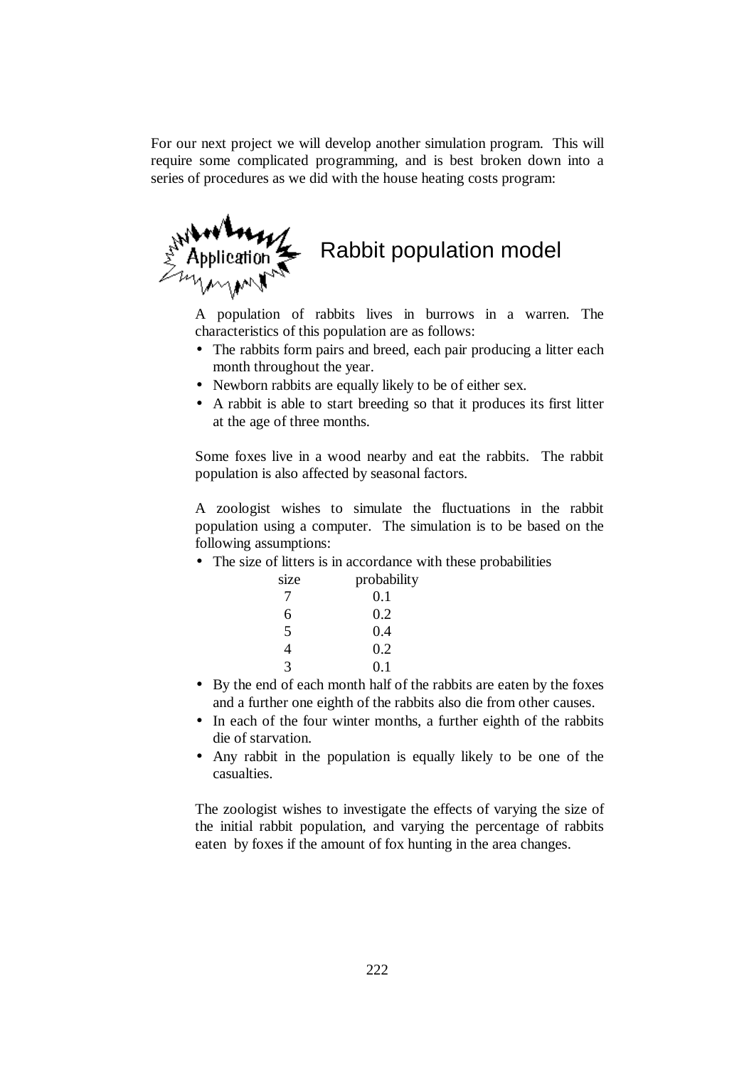For our next project we will develop another simulation program. This will require some complicated programming, and is best broken down into a series of procedures as we did with the house heating costs program:

## Application: Rabbit population model

A population of rabbits lives in burrows in a warren. The characteristics of this population are as follows:

- The rabbits form pairs and breed, each pair producing a litter each month throughout the year.
- Newborn rabbits are equally likely to be of either sex.
- A rabbit is able to start breeding so that it produces its first litter at the age of three months.

Some foxes live in a wood nearby and eat the rabbits. The rabbit population is also affected by seasonal factors.

A zoologist wishes to simulate the fluctuations in the rabbit population using a computer. The simulation is to be based on the following assumptions:

- The size of litters is in accordance with these probabilities

| size | probability |
|---|---|
| 7 | 0.1 |
| 6 | 0.2 |
| 5 | 0.4 |
| 4 | 0.2 |
| 3 | 0.1 |

- By the end of each month half of the rabbits are eaten by the foxes and a further one eighth of the rabbits also die from other causes.
- In each of the four winter months, a further eighth of the rabbits die of starvation.
- Any rabbit in the population is equally likely to be one of the casualties.

The zoologist wishes to investigate the effects of varying the size of the initial rabbit population, and varying the percentage of rabbits eaten by foxes if the amount of fox hunting in the area changes.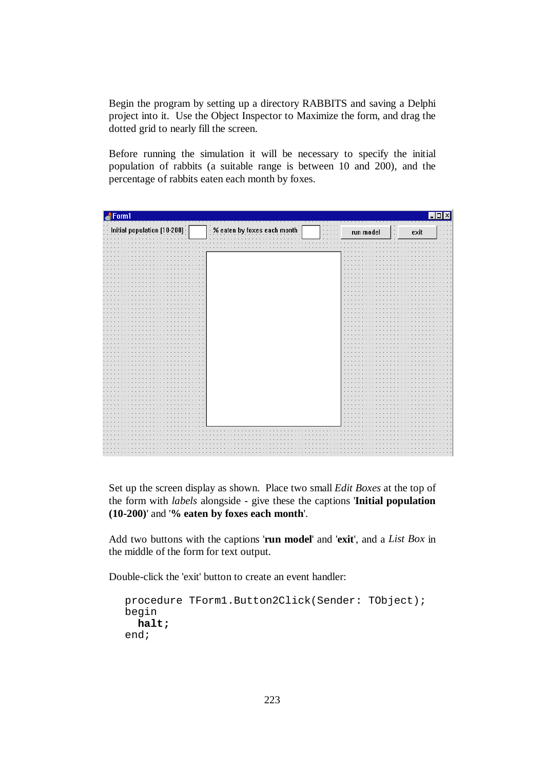Begin the program by setting up a directory RABBITS and saving a Delphi project into it. Use the Object Inspector to Maximize the form, and drag the dotted grid to nearly fill the screen.

Before running the simulation it will be necessary to specify the initial population of rabbits (a suitable range is between 10 and 200), and the percentage of rabbits eaten each month by foxes.

Set up the screen display as shown. Place two small *Edit Boxes* at the top of the form with *labels* alongside - give these the captions '**Initial population (10-200)**' and '**% eaten by foxes each month**'.

Add two buttons with the captions '**run model**' and '**exit**', and a *List Box* in the middle of the form for text output.

Double-click the 'exit' button to create an event handler:

```
procedure TForm1.Button2Click(Sender: TObject);
begin
  halt;
end;
```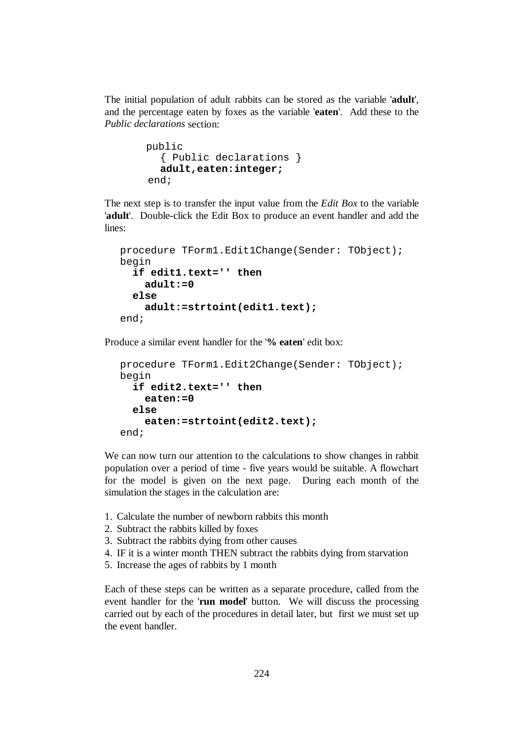The initial population of adult rabbits can be stored as the variable '**adult**', and the percentage eaten by foxes as the variable '**eaten**'. Add these to the *Public declarations* section:

```
public
  { Public declarations }
  adult,eaten:integer;
end;
```

The next step is to transfer the input value from the *Edit Box* to the variable '**adult**'. Double-click the Edit Box to produce an event handler and add the lines:

```
procedure TForm1.Edit1Change(Sender: TObject);
begin
  if edit1.text='' then
    adult:=0
  else
    adult:=strtoint(edit1.text);
end;
```

Produce a similar event handler for the '**% eaten**' edit box:

```
procedure TForm1.Edit2Change(Sender: TObject);
begin
  if edit2.text='' then
    eaten:=0
  else
    eaten:=strtoint(edit2.text);
end;
```

We can now turn our attention to the calculations to show changes in rabbit population over a period of time - five years would be suitable. A flowchart for the model is given on the next page. During each month of the simulation the stages in the calculation are:

1. Calculate the number of newborn rabbits this month
2. Subtract the rabbits killed by foxes
3. Subtract the rabbits dying from other causes
4. IF it is a winter month THEN subtract the rabbits dying from starvation
5. Increase the ages of rabbits by 1 month

Each of these steps can be written as a separate procedure, called from the event handler for the '**run model**' button. We will discuss the processing carried out by each of the procedures in detail later, but first we must set up the event handler.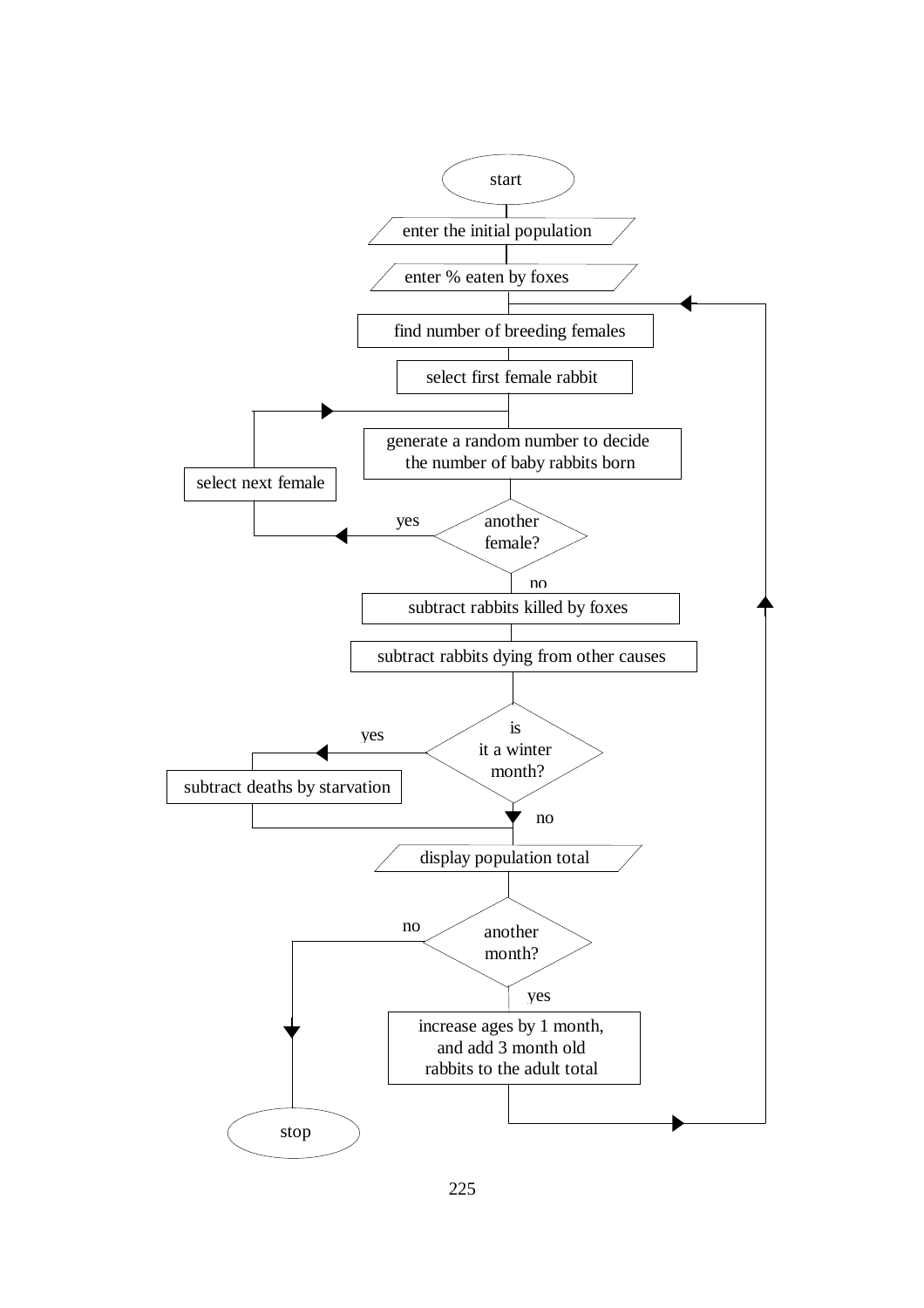start

enter the initial population

enter % eaten by foxes

find number of breeding females

select first female rabbit

generate a random number to decide the number of baby rabbits born

another female? — yes: select next female (return to generate a random number) — no: continue

subtract rabbits killed by foxes

subtract rabbits dying from other causes

is it a winter month? — yes: subtract deaths by starvation — no: continue

display population total

another month? — no: stop — yes: continue

increase ages by 1 month, and add 3 month old rabbits to the adult total (return to find number of breeding females)

stop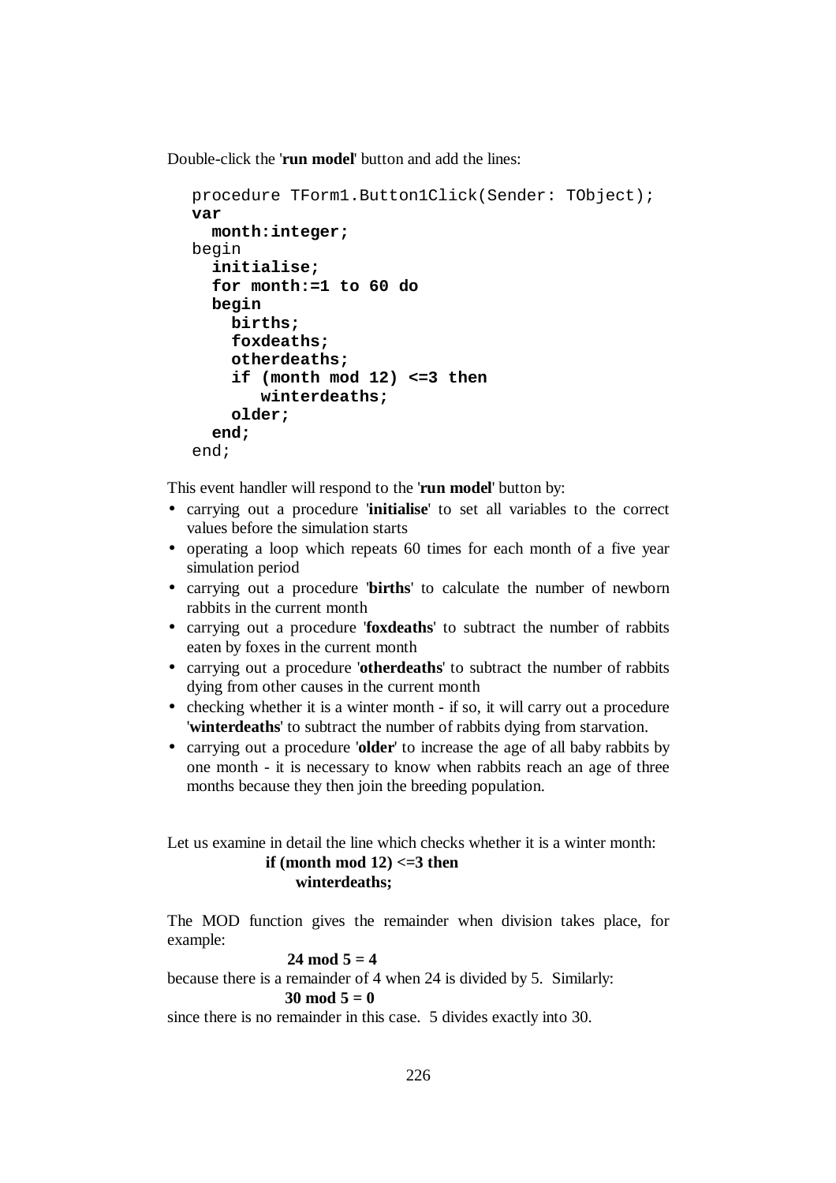Double-click the '**run model**' button and add the lines:

```
procedure TForm1.Button1Click(Sender: TObject);
var
  month:integer;
begin
  initialise;
  for month:=1 to 60 do
  begin
    births;
    foxdeaths;
    otherdeaths;
    if (month mod 12) <=3 then
       winterdeaths;
    older;
  end;
end;
```

This event handler will respond to the '**run model**' button by:

- carrying out a procedure '**initialise**' to set all variables to the correct values before the simulation starts
- operating a loop which repeats 60 times for each month of a five year simulation period
- carrying out a procedure '**births**' to calculate the number of newborn rabbits in the current month
- carrying out a procedure '**foxdeaths**' to subtract the number of rabbits eaten by foxes in the current month
- carrying out a procedure '**otherdeaths**' to subtract the number of rabbits dying from other causes in the current month
- checking whether it is a winter month - if so, it will carry out a procedure '**winterdeaths**' to subtract the number of rabbits dying from starvation.
- carrying out a procedure '**older**' to increase the age of all baby rabbits by one month - it is necessary to know when rabbits reach an age of three months because they then join the breeding population.

Let us examine in detail the line which checks whether it is a winter month:

**if (month mod 12) <=3 then**
**winterdeaths;**

The MOD function gives the remainder when division takes place, for example:

**24 mod 5 = 4**

because there is a remainder of 4 when 24 is divided by 5. Similarly:

**30 mod 5 = 0**

since there is no remainder in this case. 5 divides exactly into 30.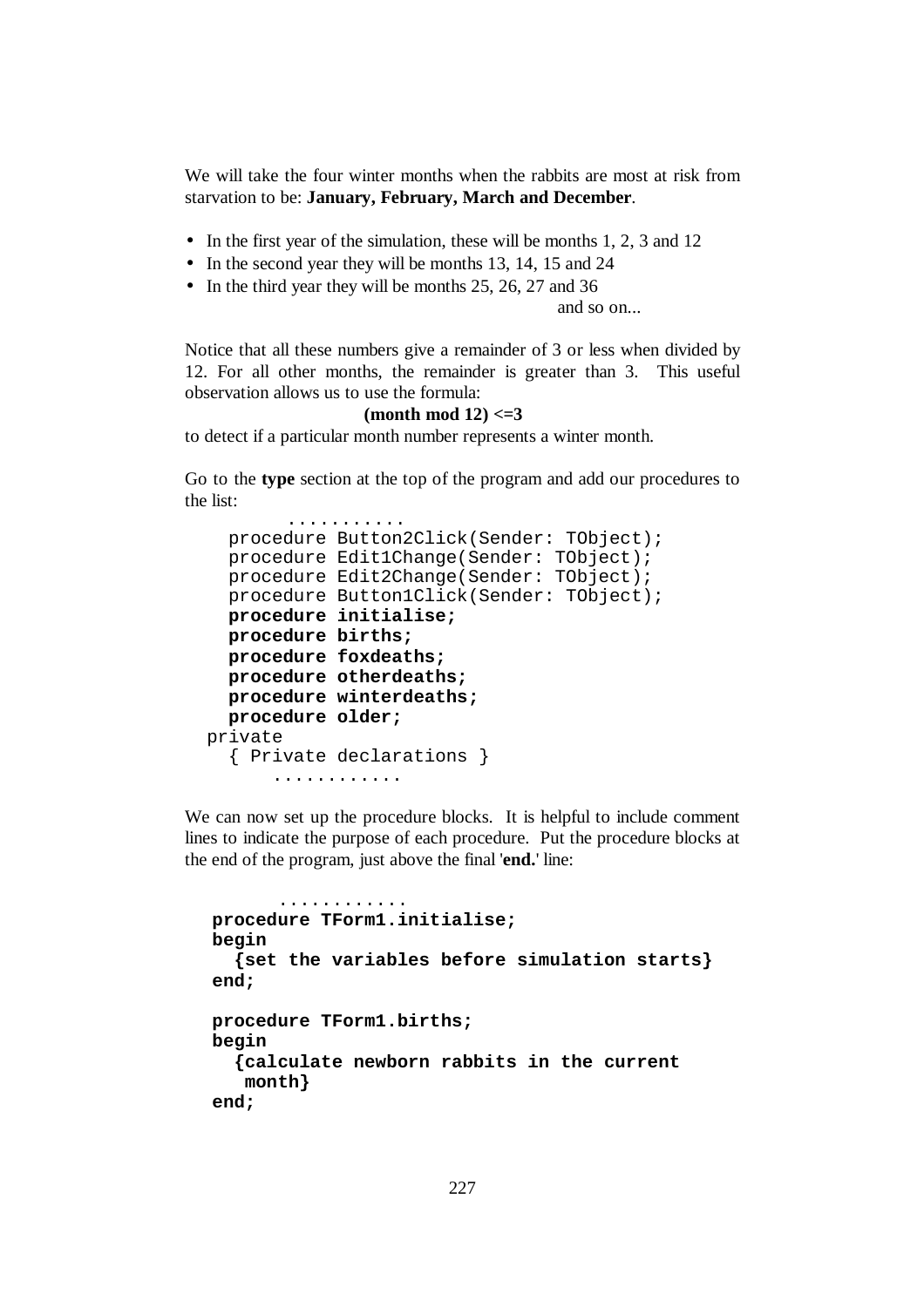We will take the four winter months when the rabbits are most at risk from starvation to be: **January, February, March and December**.

- In the first year of the simulation, these will be months 1, 2, 3 and 12
- In the second year they will be months 13, 14, 15 and 24
- In the third year they will be months 25, 26, 27 and 36

and so on...

Notice that all these numbers give a remainder of 3 or less when divided by 12. For all other months, the remainder is greater than 3. This useful observation allows us to use the formula:

**(month mod 12) <=3**

to detect if a particular month number represents a winter month.

Go to the **type** section at the top of the program and add our procedures to the list:

```
         ...........
    procedure Button2Click(Sender: TObject);
    procedure Edit1Change(Sender: TObject);
    procedure Edit2Change(Sender: TObject);
    procedure Button1Click(Sender: TObject);
    procedure initialise;
    procedure births;
    procedure foxdeaths;
    procedure otherdeaths;
    procedure winterdeaths;
    procedure older;
  private
    { Private declarations }
        ............
```

We can now set up the procedure blocks. It is helpful to include comment lines to indicate the purpose of each procedure. Put the procedure blocks at the end of the program, just above the final '**end.**' line:

```
        ............
  procedure TForm1.initialise;
  begin
    {set the variables before simulation starts}
  end;

  procedure TForm1.births;
  begin
    {calculate newborn rabbits in the current
     month}
  end;
```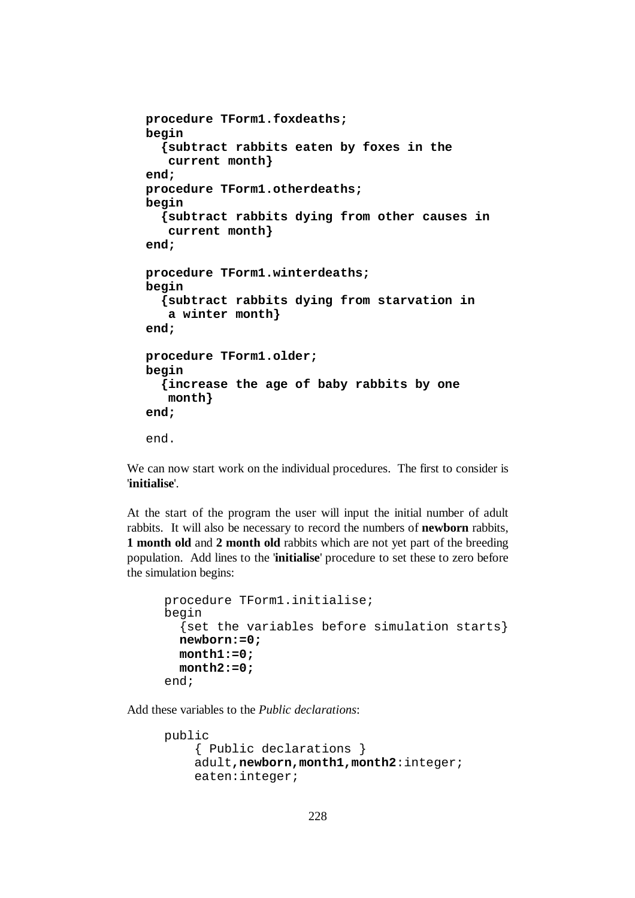```
procedure TForm1.foxdeaths;
begin
  {subtract rabbits eaten by foxes in the
   current month}
end;
procedure TForm1.otherdeaths;
begin
  {subtract rabbits dying from other causes in
   current month}
end;

procedure TForm1.winterdeaths;
begin
  {subtract rabbits dying from starvation in
   a winter month}
end;

procedure TForm1.older;
begin
  {increase the age of baby rabbits by one
   month}
end;

end.
```

We can now start work on the individual procedures. The first to consider is '**initialise**'.

At the start of the program the user will input the initial number of adult rabbits. It will also be necessary to record the numbers of **newborn** rabbits, **1 month old** and **2 month old** rabbits which are not yet part of the breeding population. Add lines to the '**initialise**' procedure to set these to zero before the simulation begins:

```
procedure TForm1.initialise;
begin
  {set the variables before simulation starts}
  newborn:=0;
  month1:=0;
  month2:=0;
end;
```

Add these variables to the *Public declarations*:

```
public
    { Public declarations }
    adult,newborn,month1,month2:integer;
    eaten:integer;
```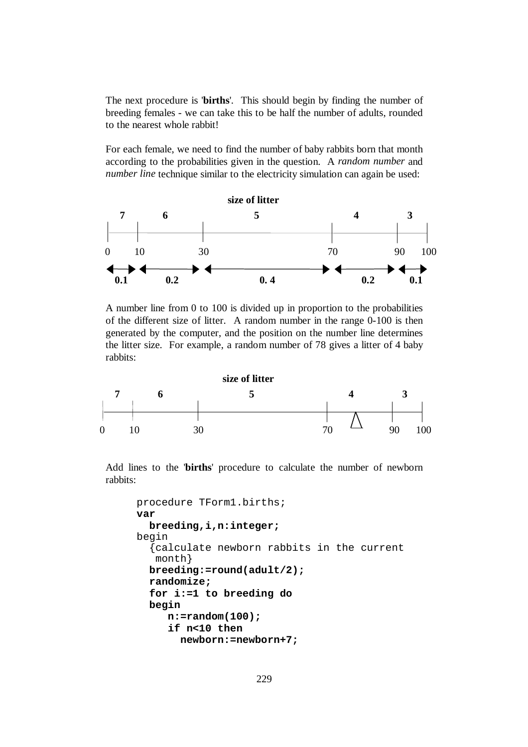The next procedure is '**births**'. This should begin by finding the number of breeding females - we can take this to be half the number of adults, rounded to the nearest whole rabbit!

For each female, we need to find the number of baby rabbits born that month according to the probabilities given in the question. A *random number* and *number line* technique similar to the electricity simulation can again be used:

**size of litter**

| 7 | 6 | 5 | 4 | 3 |
|---|---|---|---|---|
| 0 – 10 | 10 – 30 | 30 – 70 | 70 – 90 | 90 – 100 |
| **0.1** | **0.2** | **0. 4** | **0.2** | **0.1** |

A number line from 0 to 100 is divided up in proportion to the probabilities of the different size of litter. A random number in the range 0-100 is then generated by the computer, and the position on the number line determines the litter size. For example, a random number of 78 gives a litter of 4 baby rabbits:

**size of litter**

| 7 | 6 | 5 | 4 | 3 |
|---|---|---|---|---|
| 0 – 10 | 10 – 30 | 30 – 70 | 70 – 90 (△ at 78) | 90 – 100 |

Add lines to the '**births**' procedure to calculate the number of newborn rabbits:

```
procedure TForm1.births;
var
  breeding,i,n:integer;
begin
  {calculate newborn rabbits in the current
   month}
  breeding:=round(adult/2);
  randomize;
  for i:=1 to breeding do
  begin
     n:=random(100);
     if n<10 then
       newborn:=newborn+7;
```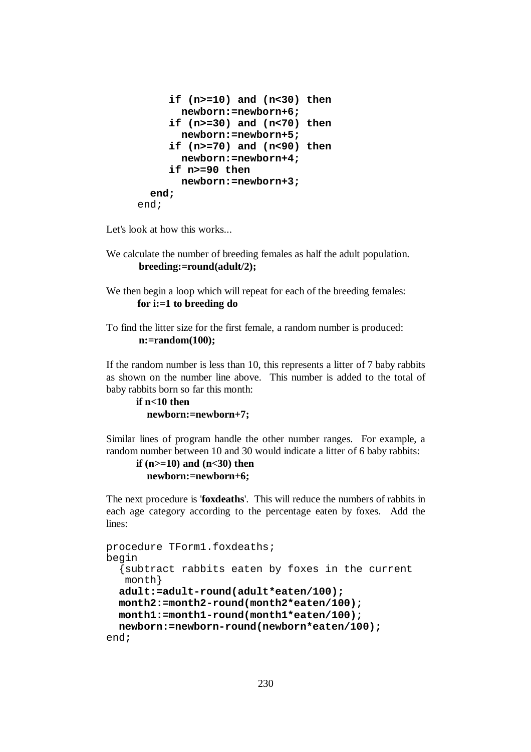```
        if (n>=10) and (n<30) then
          newborn:=newborn+6;
        if (n>=30) and (n<70) then
          newborn:=newborn+5;
        if (n>=70) and (n<90) then
          newborn:=newborn+4;
        if n>=90 then
          newborn:=newborn+3;
      end;
    end;
```

Let's look at how this works...

We calculate the number of breeding females as half the adult population.

**breeding:=round(adult/2);**

We then begin a loop which will repeat for each of the breeding females:

**for i:=1 to breeding do**

To find the litter size for the first female, a random number is produced:

**n:=random(100);**

If the random number is less than 10, this represents a litter of 7 baby rabbits as shown on the number line above. This number is added to the total of baby rabbits born so far this month:

```
if n<10 then
  newborn:=newborn+7;
```

Similar lines of program handle the other number ranges. For example, a random number between 10 and 30 would indicate a litter of 6 baby rabbits:

```
if (n>=10) and (n<30) then
  newborn:=newborn+6;
```

The next procedure is '**foxdeaths**'. This will reduce the numbers of rabbits in each age category according to the percentage eaten by foxes. Add the lines:

```
procedure TForm1.foxdeaths;
begin
  {subtract rabbits eaten by foxes in the current
   month}
  adult:=adult-round(adult*eaten/100);
  month2:=month2-round(month2*eaten/100);
  month1:=month1-round(month1*eaten/100);
  newborn:=newborn-round(newborn*eaten/100);
end;
```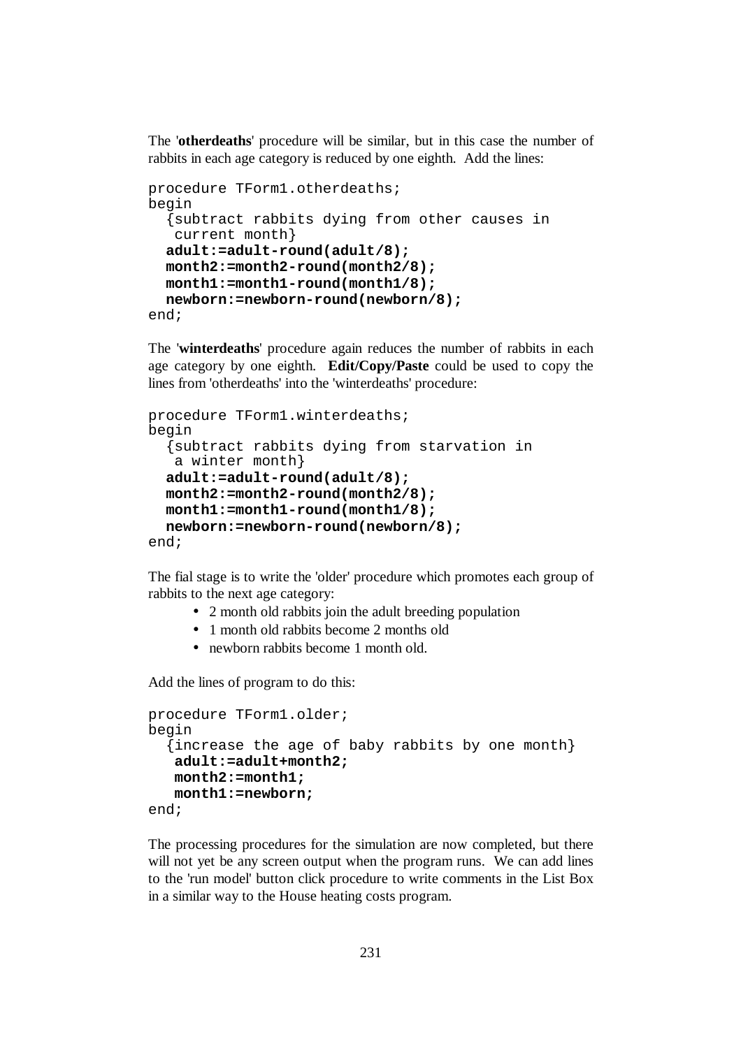The '**otherdeaths**' procedure will be similar, but in this case the number of rabbits in each age category is reduced by one eighth. Add the lines:

```
procedure TForm1.otherdeaths;
begin
  {subtract rabbits dying from other causes in
   current month}
  adult:=adult-round(adult/8);
  month2:=month2-round(month2/8);
  month1:=month1-round(month1/8);
  newborn:=newborn-round(newborn/8);
end;
```

The '**winterdeaths**' procedure again reduces the number of rabbits in each age category by one eighth. **Edit/Copy/Paste** could be used to copy the lines from 'otherdeaths' into the 'winterdeaths' procedure:

```
procedure TForm1.winterdeaths;
begin
  {subtract rabbits dying from starvation in
   a winter month}
  adult:=adult-round(adult/8);
  month2:=month2-round(month2/8);
  month1:=month1-round(month1/8);
  newborn:=newborn-round(newborn/8);
end;
```

The fial stage is to write the 'older' procedure which promotes each group of rabbits to the next age category:

- 2 month old rabbits join the adult breeding population
- 1 month old rabbits become 2 months old
- newborn rabbits become 1 month old.

Add the lines of program to do this:

```
procedure TForm1.older;
begin
  {increase the age of baby rabbits by one month}
   adult:=adult+month2;
   month2:=month1;
   month1:=newborn;
end;
```

The processing procedures for the simulation are now completed, but there will not yet be any screen output when the program runs. We can add lines to the 'run model' button click procedure to write comments in the List Box in a similar way to the House heating costs program.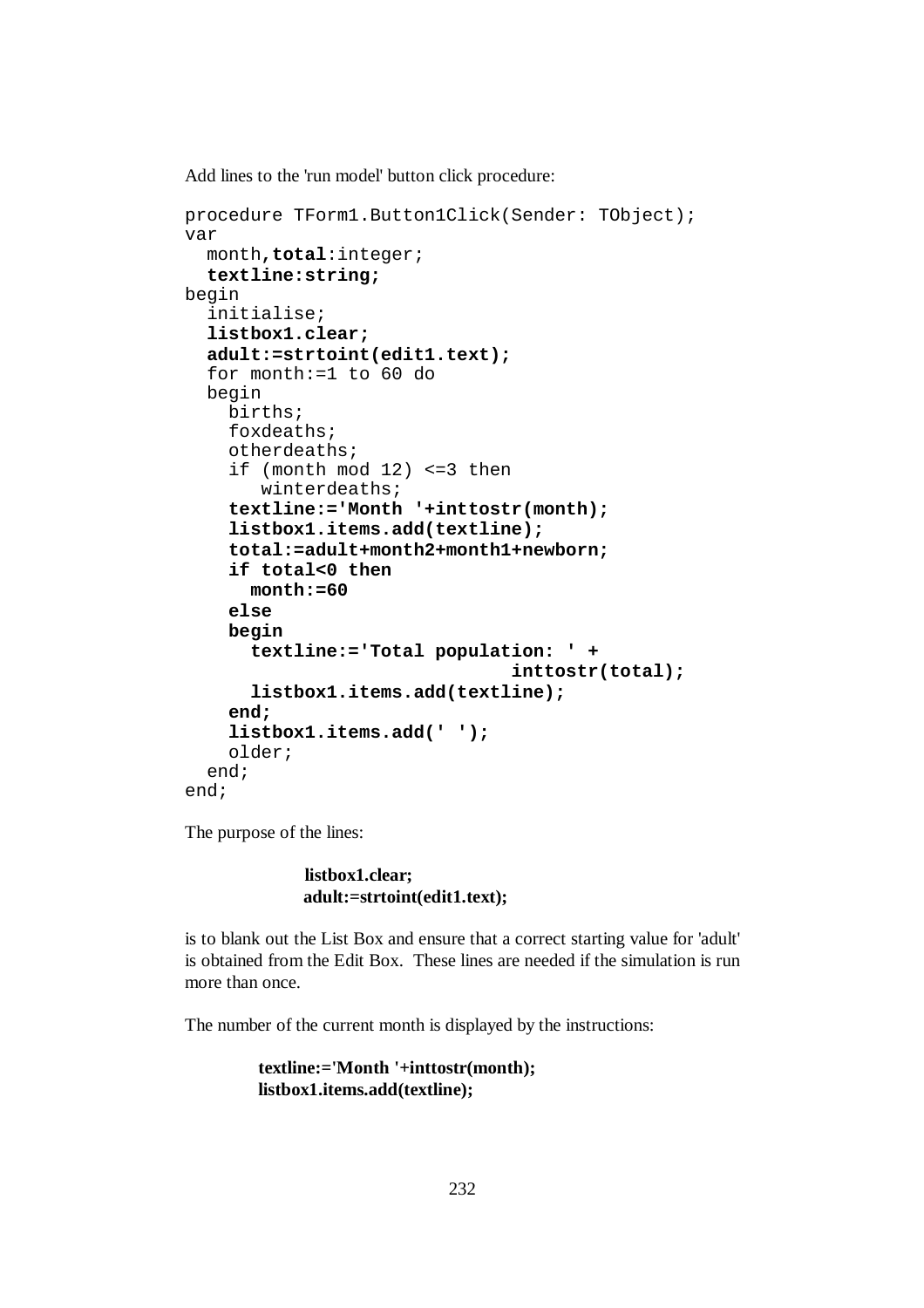Add lines to the 'run model' button click procedure:

```
procedure TForm1.Button1Click(Sender: TObject);
var
  month,total:integer;
  textline:string;
begin
  initialise;
  listbox1.clear;
  adult:=strtoint(edit1.text);
  for month:=1 to 60 do
  begin
    births;
    foxdeaths;
    otherdeaths;
    if (month mod 12) <=3 then
       winterdeaths;
    textline:='Month '+inttostr(month);
    listbox1.items.add(textline);
    total:=adult+month2+month1+newborn;
    if total<0 then
      month:=60
    else
    begin
      textline:='Total population: ' +
                              inttostr(total);
      listbox1.items.add(textline);
    end;
    listbox1.items.add(' ');
    older;
  end;
end;
```

The purpose of the lines:

```
listbox1.clear;
adult:=strtoint(edit1.text);
```

is to blank out the List Box and ensure that a correct starting value for 'adult' is obtained from the Edit Box. These lines are needed if the simulation is run more than once.

The number of the current month is displayed by the instructions:

```
textline:='Month '+inttostr(month);
listbox1.items.add(textline);
```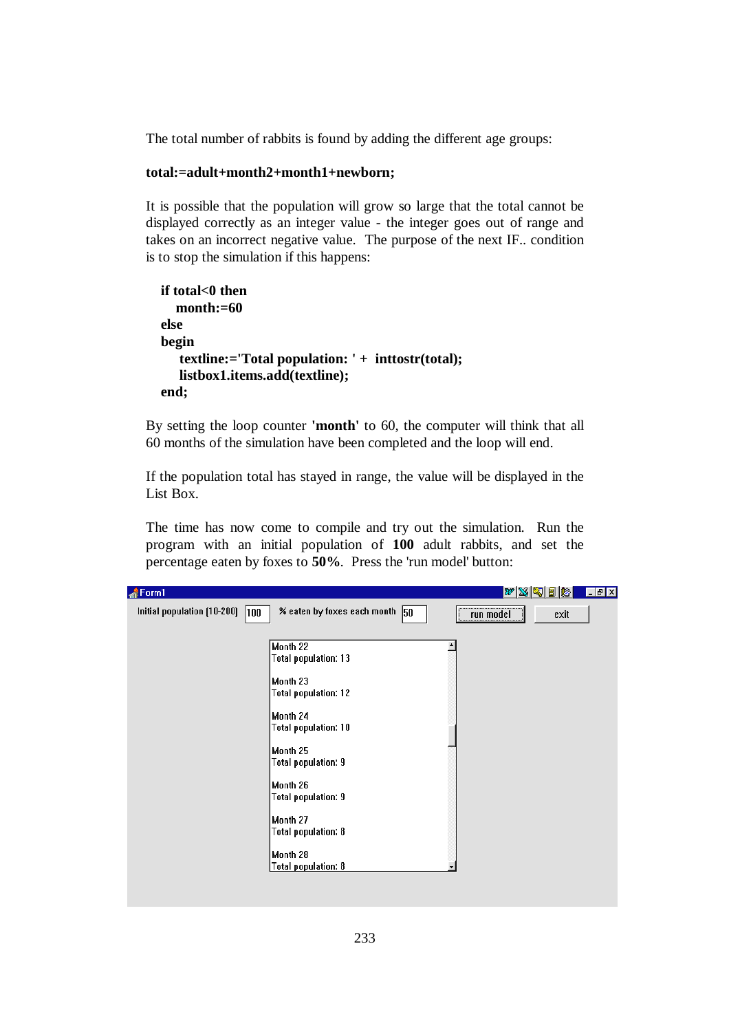The total number of rabbits is found by adding the different age groups:

```
total:=adult+month2+month1+newborn;
```

It is possible that the population will grow so large that the total cannot be displayed correctly as an integer value - the integer goes out of range and takes on an incorrect negative value. The purpose of the next IF.. condition is to stop the simulation if this happens:

```
if total<0 then
   month:=60
else
begin
    textline:='Total population: ' +  inttostr(total);
    listbox1.items.add(textline);
end;
```

By setting the loop counter **'month'** to 60, the computer will think that all 60 months of the simulation have been completed and the loop will end.

If the population total has stayed in range, the value will be displayed in the List Box.

The time has now come to compile and try out the simulation. Run the program with an initial population of **100** adult rabbits, and set the percentage eaten by foxes to **50%**. Press the 'run model' button: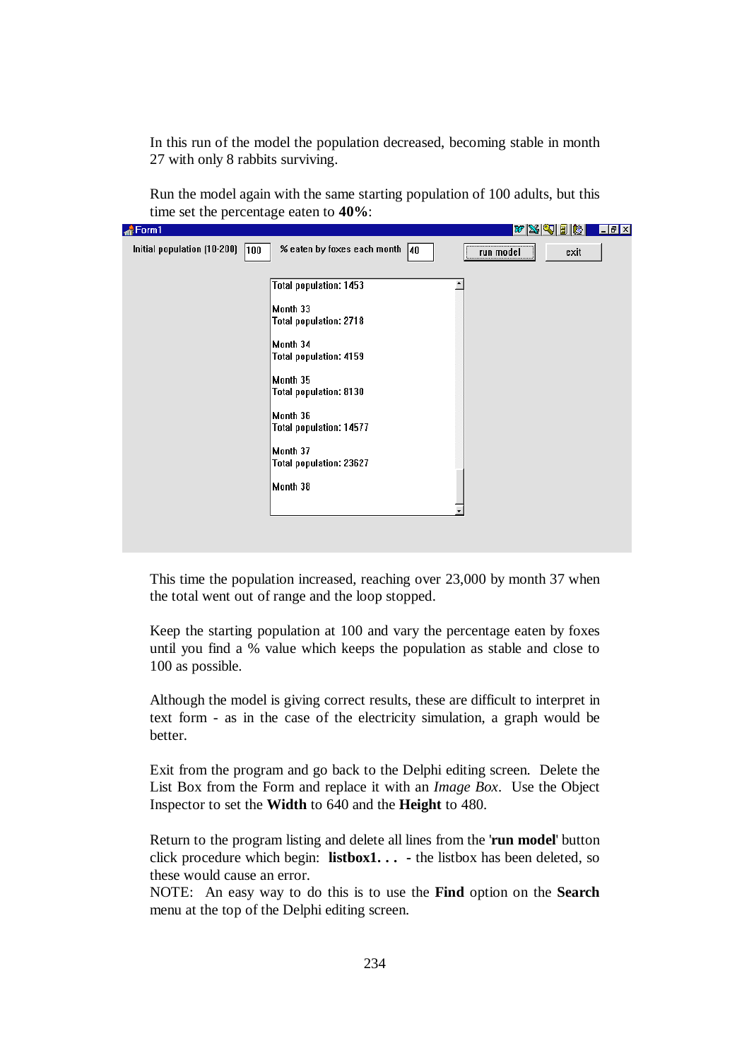In this run of the model the population decreased, becoming stable in month 27 with only 8 rabbits surviving.

Run the model again with the same starting population of 100 adults, but this time set the percentage eaten to **40%**:

```
Form1
Initial population (10-200) [100]   % eaten by foxes each month [40]   [run model]   [exit]

Total population: 1453

Month 33
Total population: 2718

Month 34
Total population: 4159

Month 35
Total population: 8130

Month 36
Total population: 14577

Month 37
Total population: 23627

Month 38
```

This time the population increased, reaching over 23,000 by month 37 when the total went out of range and the loop stopped.

Keep the starting population at 100 and vary the percentage eaten by foxes until you find a % value which keeps the population as stable and close to 100 as possible.

Although the model is giving correct results, these are difficult to interpret in text form - as in the case of the electricity simulation, a graph would be better.

Exit from the program and go back to the Delphi editing screen. Delete the List Box from the Form and replace it with an *Image Box*. Use the Object Inspector to set the **Width** to 640 and the **Height** to 480.

Return to the program listing and delete all lines from the '**run model**' button click procedure which begin: **listbox1. . .** - the listbox has been deleted, so these would cause an error.
NOTE: An easy way to do this is to use the **Find** option on the **Search** menu at the top of the Delphi editing screen.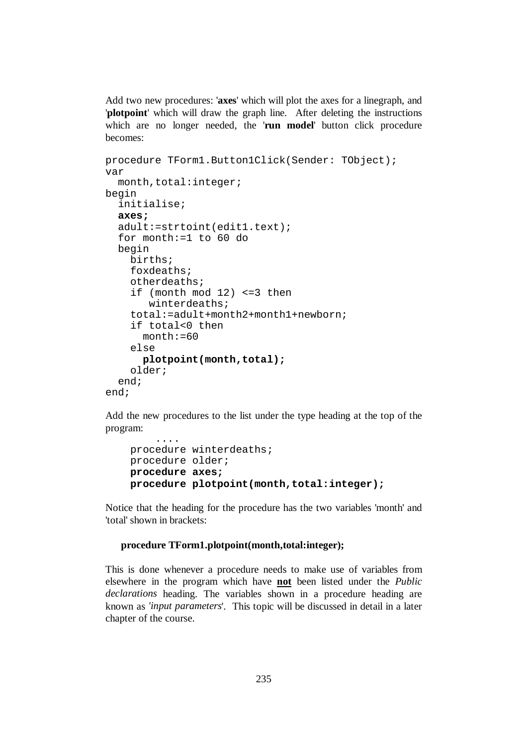Add two new procedures: '**axes**' which will plot the axes for a linegraph, and '**plotpoint**' which will draw the graph line. After deleting the instructions which are no longer needed, the '**run model**' button click procedure becomes:

```
procedure TForm1.Button1Click(Sender: TObject);
var
  month,total:integer;
begin
  initialise;
  axes;
  adult:=strtoint(edit1.text);
  for month:=1 to 60 do
  begin
    births;
    foxdeaths;
    otherdeaths;
    if (month mod 12) <=3 then
       winterdeaths;
    total:=adult+month2+month1+newborn;
    if total<0 then
      month:=60
    else
      plotpoint(month,total);
    older;
  end;
end;
```

Add the new procedures to the list under the type heading at the top of the program:

```
        ....
    procedure winterdeaths;
    procedure older;
    procedure axes;
    procedure plotpoint(month,total:integer);
```

Notice that the heading for the procedure has the two variables 'month' and 'total' shown in brackets:

**procedure TForm1.plotpoint(month,total:integer);**

This is done whenever a procedure needs to make use of variables from elsewhere in the program which have **not** been listed under the *Public declarations* heading. The variables shown in a procedure heading are known as '*input parameters*'. This topic will be discussed in detail in a later chapter of the course.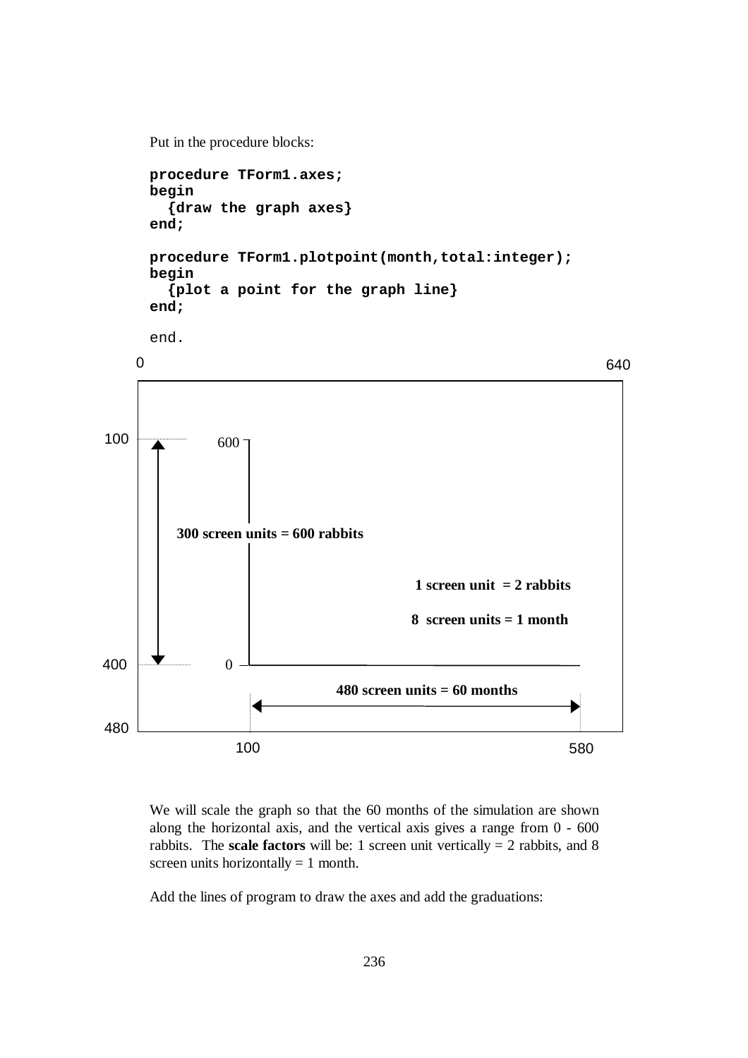Put in the procedure blocks:

```
procedure TForm1.axes;
begin
  {draw the graph axes}
end;

procedure TForm1.plotpoint(month,total:integer);
begin
  {plot a point for the graph line}
end;

end.
```

We will scale the graph so that the 60 months of the simulation are shown along the horizontal axis, and the vertical axis gives a range from 0 - 600 rabbits. The **scale factors** will be: 1 screen unit vertically = 2 rabbits, and 8 screen units horizontally = 1 month.

Add the lines of program to draw the axes and add the graduations: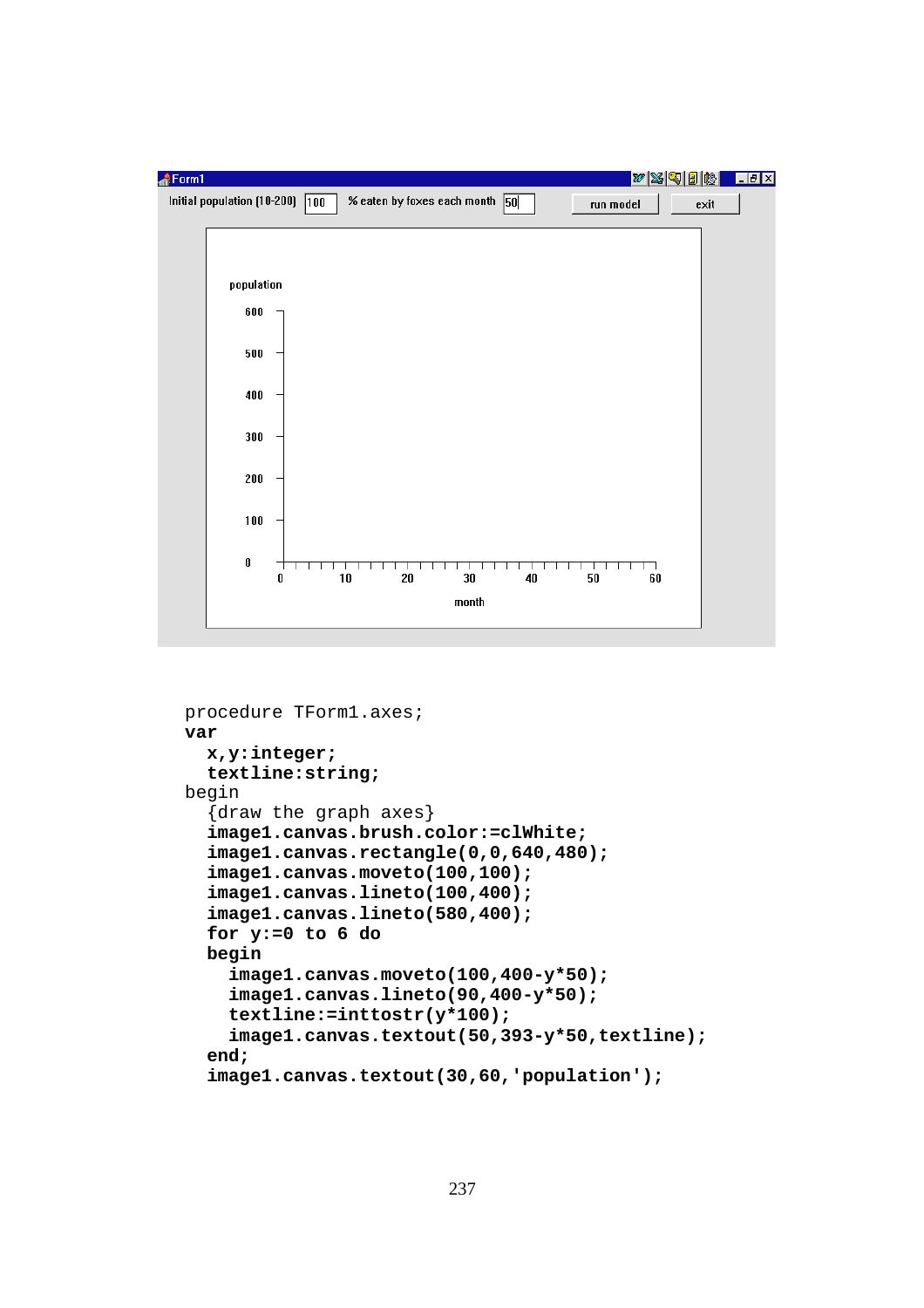```
procedure TForm1.axes;
var
  x,y:integer;
  textline:string;
begin
  {draw the graph axes}
  image1.canvas.brush.color:=clWhite;
  image1.canvas.rectangle(0,0,640,480);
  image1.canvas.moveto(100,100);
  image1.canvas.lineto(100,400);
  image1.canvas.lineto(580,400);
  for y:=0 to 6 do
  begin
    image1.canvas.moveto(100,400-y*50);
    image1.canvas.lineto(90,400-y*50);
    textline:=inttostr(y*100);
    image1.canvas.textout(50,393-y*50,textline);
  end;
  image1.canvas.textout(30,60,'population');
```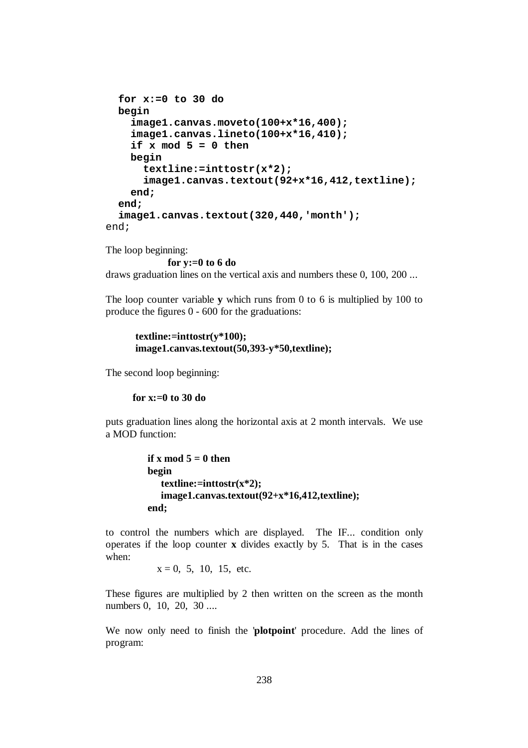```
  for x:=0 to 30 do
  begin
    image1.canvas.moveto(100+x*16,400);
    image1.canvas.lineto(100+x*16,410);
    if x mod 5 = 0 then
    begin
      textline:=inttostr(x*2);
      image1.canvas.textout(92+x*16,412,textline);
    end;
  end;
  image1.canvas.textout(320,440,'month');
end;
```

The loop beginning:

**for y:=0 to 6 do**

draws graduation lines on the vertical axis and numbers these 0, 100, 200 ...

The loop counter variable **y** which runs from 0 to 6 is multiplied by 100 to produce the figures 0 - 600 for the graduations:

```
textline:=inttostr(y*100);
image1.canvas.textout(50,393-y*50,textline);
```

The second loop beginning:

**for x:=0 to 30 do**

puts graduation lines along the horizontal axis at 2 month intervals. We use a MOD function:

```
if x mod 5 = 0 then
begin
  textline:=inttostr(x*2);
  image1.canvas.textout(92+x*16,412,textline);
end;
```

to control the numbers which are displayed. The IF... condition only operates if the loop counter **x** divides exactly by 5. That is in the cases when:

x = 0, 5, 10, 15, etc.

These figures are multiplied by 2 then written on the screen as the month numbers 0, 10, 20, 30 ....

We now only need to finish the '**plotpoint**' procedure. Add the lines of program: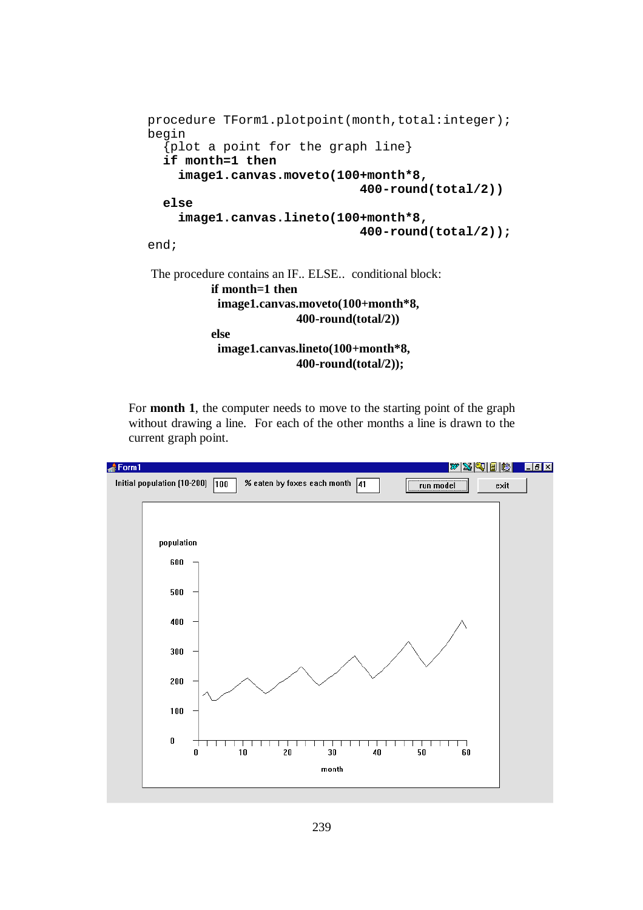```
procedure TForm1.plotpoint(month,total:integer);
begin
  {plot a point for the graph line}
  if month=1 then
    image1.canvas.moveto(100+month*8,
                              400-round(total/2))
  else
    image1.canvas.lineto(100+month*8,
                              400-round(total/2));
end;
```

The procedure contains an IF.. ELSE.. conditional block:

```
if month=1 then
  image1.canvas.moveto(100+month*8,
                400-round(total/2))
else
  image1.canvas.lineto(100+month*8,
                400-round(total/2));
```

For **month 1**, the computer needs to move to the starting point of the graph without drawing a line. For each of the other months a line is drawn to the current graph point.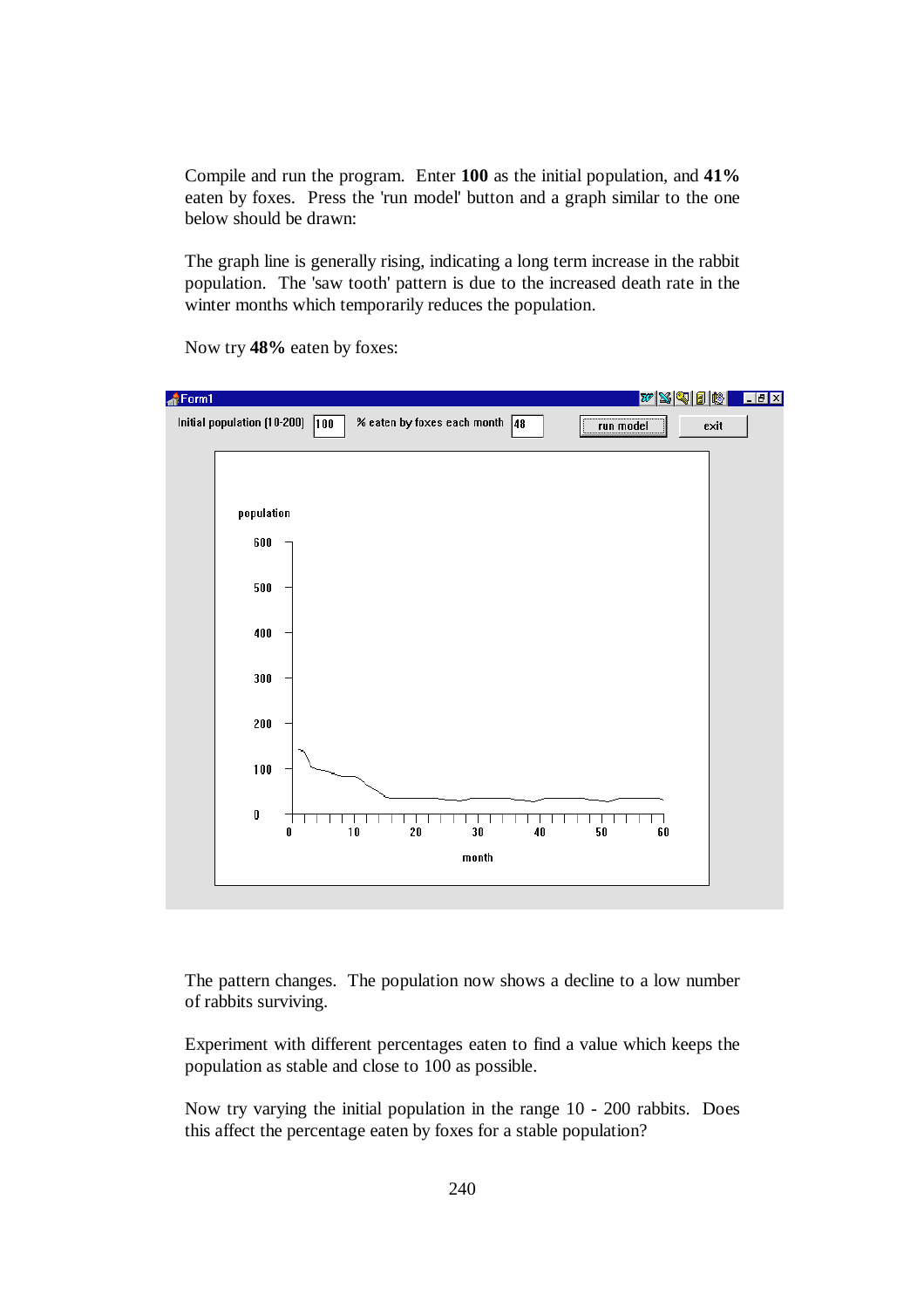Compile and run the program. Enter **100** as the initial population, and **41%** eaten by foxes. Press the 'run model' button and a graph similar to the one below should be drawn:

The graph line is generally rising, indicating a long term increase in the rabbit population. The 'saw tooth' pattern is due to the increased death rate in the winter months which temporarily reduces the population.

Now try **48%** eaten by foxes:

Form1

Initial population (10-200) 100

% eaten by foxes each month 48

run model

exit

population

600

500

400

300

200

100

0

0 10 20 30 40 50 60

month

The pattern changes. The population now shows a decline to a low number of rabbits surviving.

Experiment with different percentages eaten to find a value which keeps the population as stable and close to 100 as possible.

Now try varying the initial population in the range 10 - 200 rabbits. Does this affect the percentage eaten by foxes for a stable population?